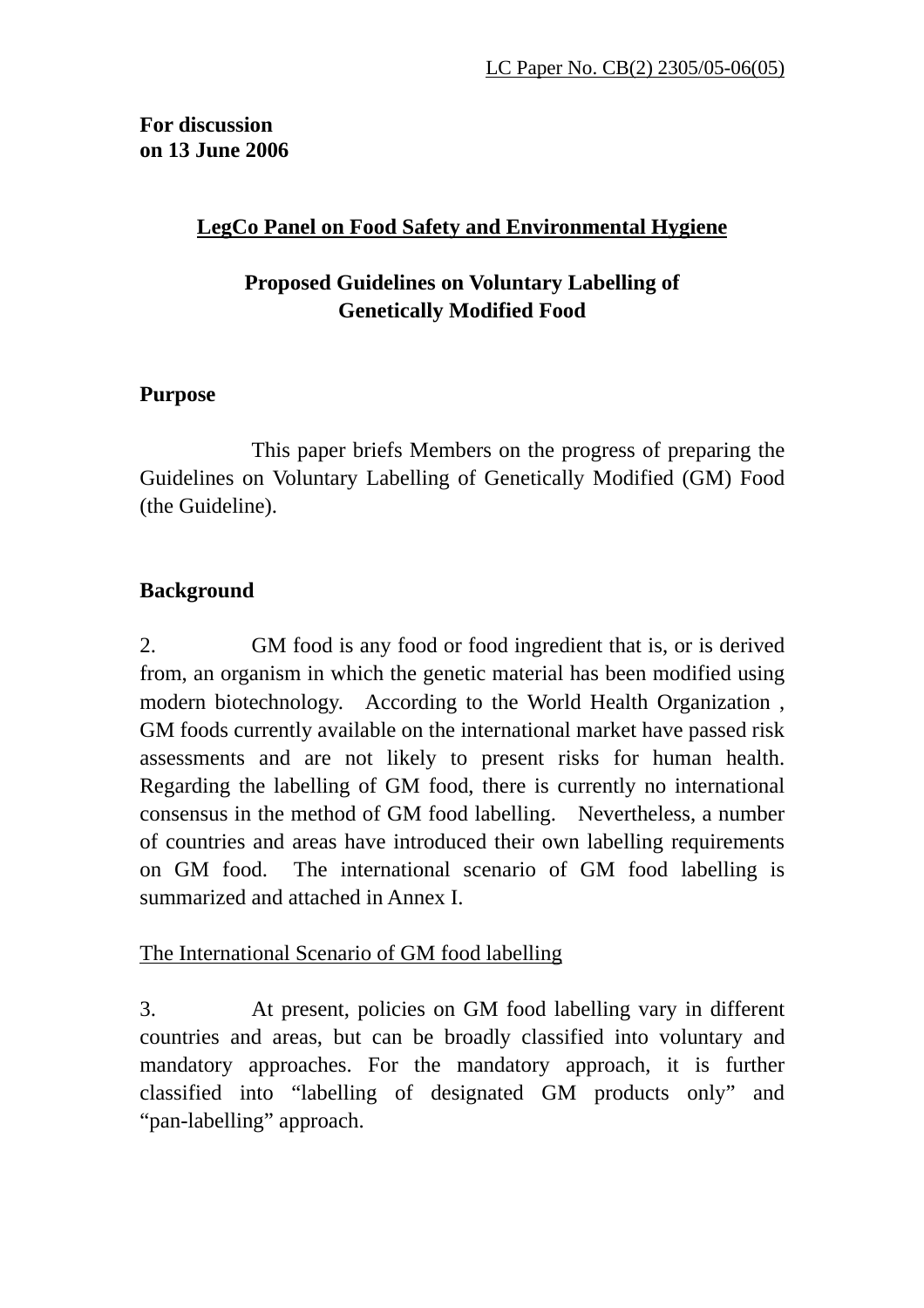LC Paper No. CB(2) 2305/05-06(05)

**For discussion**
**on 13 June 2006**

## LegCo Panel on Food Safety and Environmental Hygiene

## Proposed Guidelines on Voluntary Labelling of Genetically Modified Food

### Purpose

This paper briefs Members on the progress of preparing the Guidelines on Voluntary Labelling of Genetically Modified (GM) Food (the Guideline).

### Background

2. GM food is any food or food ingredient that is, or is derived from, an organism in which the genetic material has been modified using modern biotechnology. According to the World Health Organization , GM foods currently available on the international market have passed risk assessments and are not likely to present risks for human health. Regarding the labelling of GM food, there is currently no international consensus in the method of GM food labelling. Nevertheless, a number of countries and areas have introduced their own labelling requirements on GM food. The international scenario of GM food labelling is summarized and attached in Annex I.

The International Scenario of GM food labelling

3. At present, policies on GM food labelling vary in different countries and areas, but can be broadly classified into voluntary and mandatory approaches. For the mandatory approach, it is further classified into "labelling of designated GM products only" and "pan-labelling" approach.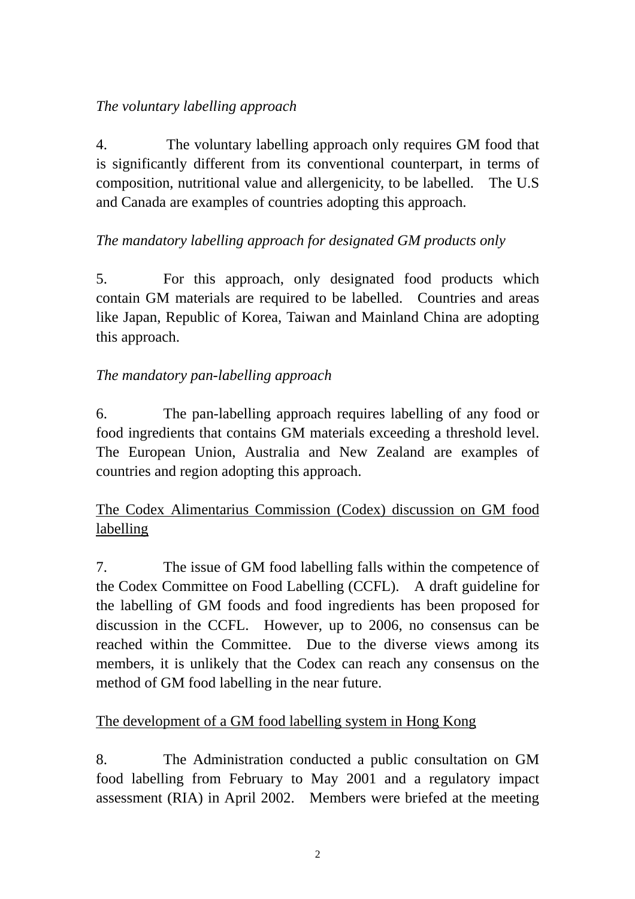*The voluntary labelling approach*

4. The voluntary labelling approach only requires GM food that is significantly different from its conventional counterpart, in terms of composition, nutritional value and allergenicity, to be labelled. The U.S and Canada are examples of countries adopting this approach.

*The mandatory labelling approach for designated GM products only*

5. For this approach, only designated food products which contain GM materials are required to be labelled. Countries and areas like Japan, Republic of Korea, Taiwan and Mainland China are adopting this approach.

*The mandatory pan-labelling approach*

6. The pan-labelling approach requires labelling of any food or food ingredients that contains GM materials exceeding a threshold level. The European Union, Australia and New Zealand are examples of countries and region adopting this approach.

<u>The Codex Alimentarius Commission (Codex) discussion on GM food labelling</u>

7. The issue of GM food labelling falls within the competence of the Codex Committee on Food Labelling (CCFL). A draft guideline for the labelling of GM foods and food ingredients has been proposed for discussion in the CCFL. However, up to 2006, no consensus can be reached within the Committee. Due to the diverse views among its members, it is unlikely that the Codex can reach any consensus on the method of GM food labelling in the near future.

<u>The development of a GM food labelling system in Hong Kong</u>

8. The Administration conducted a public consultation on GM food labelling from February to May 2001 and a regulatory impact assessment (RIA) in April 2002. Members were briefed at the meeting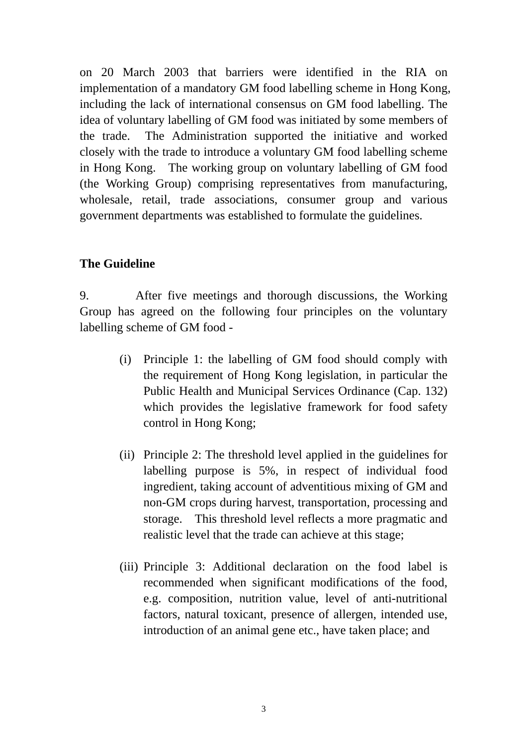on 20 March 2003 that barriers were identified in the RIA on implementation of a mandatory GM food labelling scheme in Hong Kong, including the lack of international consensus on GM food labelling. The idea of voluntary labelling of GM food was initiated by some members of the trade. The Administration supported the initiative and worked closely with the trade to introduce a voluntary GM food labelling scheme in Hong Kong. The working group on voluntary labelling of GM food (the Working Group) comprising representatives from manufacturing, wholesale, retail, trade associations, consumer group and various government departments was established to formulate the guidelines.

**The Guideline**

9. After five meetings and thorough discussions, the Working Group has agreed on the following four principles on the voluntary labelling scheme of GM food -

(i) Principle 1: the labelling of GM food should comply with the requirement of Hong Kong legislation, in particular the Public Health and Municipal Services Ordinance (Cap. 132) which provides the legislative framework for food safety control in Hong Kong;

(ii) Principle 2: The threshold level applied in the guidelines for labelling purpose is 5%, in respect of individual food ingredient, taking account of adventitious mixing of GM and non-GM crops during harvest, transportation, processing and storage. This threshold level reflects a more pragmatic and realistic level that the trade can achieve at this stage;

(iii) Principle 3: Additional declaration on the food label is recommended when significant modifications of the food, e.g. composition, nutrition value, level of anti-nutritional factors, natural toxicant, presence of allergen, intended use, introduction of an animal gene etc., have taken place; and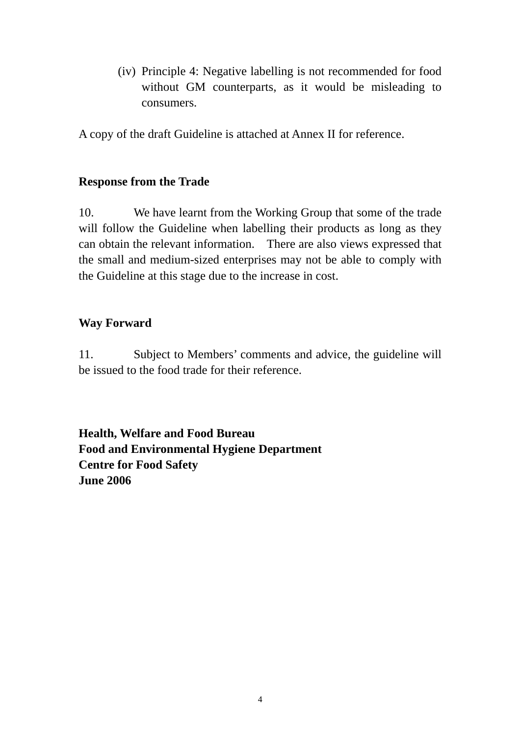(iv) Principle 4: Negative labelling is not recommended for food without GM counterparts, as it would be misleading to consumers.

A copy of the draft Guideline is attached at Annex II for reference.

**Response from the Trade**

10. We have learnt from the Working Group that some of the trade will follow the Guideline when labelling their products as long as they can obtain the relevant information. There are also views expressed that the small and medium-sized enterprises may not be able to comply with the Guideline at this stage due to the increase in cost.

**Way Forward**

11. Subject to Members' comments and advice, the guideline will be issued to the food trade for their reference.

**Health, Welfare and Food Bureau**
**Food and Environmental Hygiene Department**
**Centre for Food Safety**
**June 2006**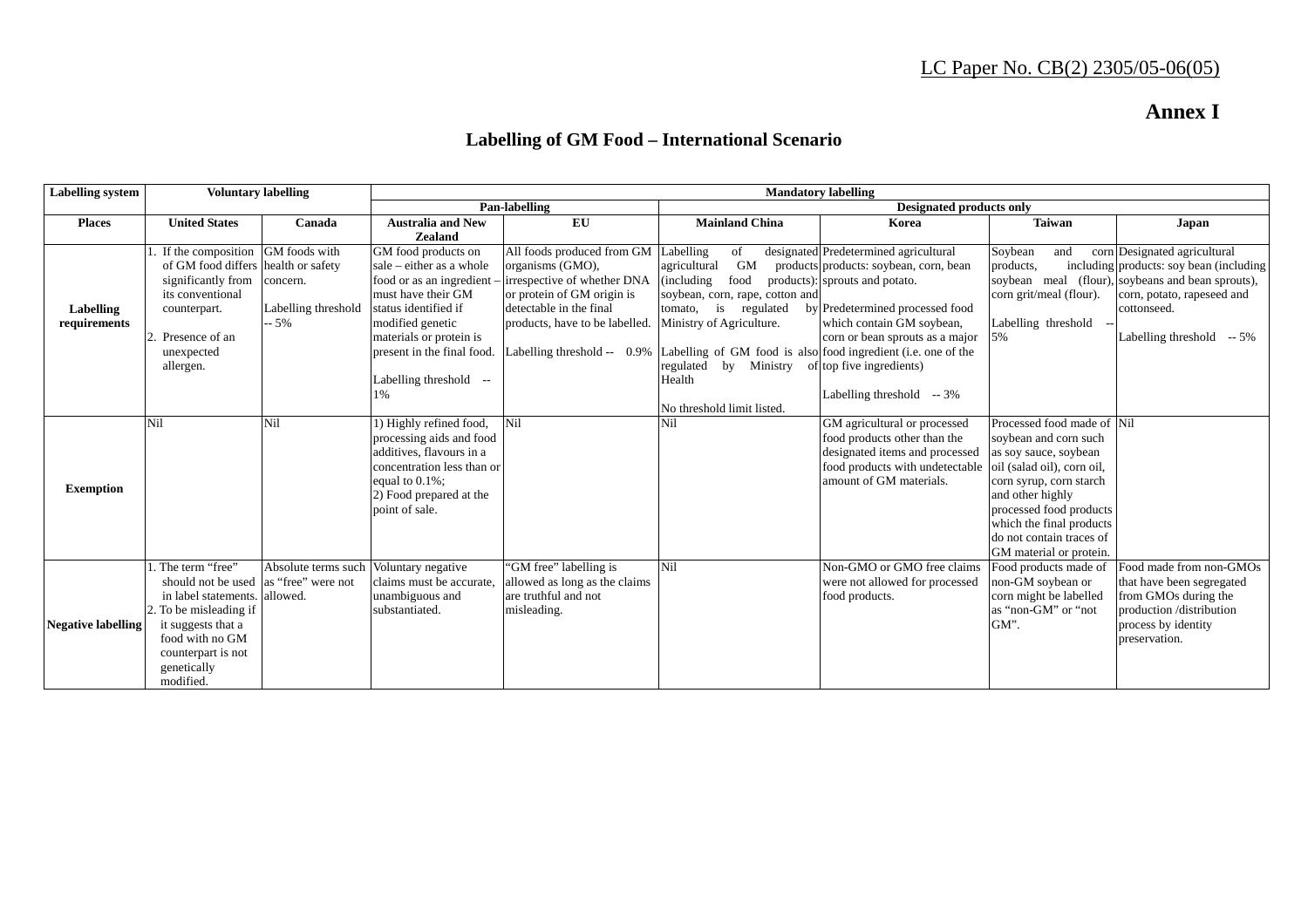LC Paper No. CB(2) 2305/05-06(05)

**Annex I**

## Labelling of GM Food – International Scenario

| Labelling system | Voluntary labelling | | Mandatory labelling | | | | | |
|---|---|---|---|---|---|---|---|---|
| | | | Pan-labelling | | Designated products only | | | |
| **Places** | **United States** | **Canada** | **Australia and New Zealand** | **EU** | **Mainland China** | **Korea** | **Taiwan** | **Japan** |
| **Labelling requirements** | 1. If the composition of GM food differs significantly from its conventional counterpart.<br>2. Presence of an unexpected allergen. | GM foods with health or safety concern.<br><br>Labelling threshold -- 5% | GM food products on sale – either as a whole food or as an ingredient – must have their GM status identified if modified genetic materials or protein is present in the final food.<br><br>Labelling threshold -- 1% | All foods produced from GM organisms (GMO), irrespective of whether DNA or protein of GM origin is detectable in the final products, have to be labelled.<br><br>Labelling threshold -- 0.9% | Labelling of designated agricultural GM products (including food products): soybean, corn, rape, cotton and tomato, is regulated by Ministry of Agriculture.<br><br>Labelling of GM food is also regulated by Ministry of Health<br><br>No threshold limit listed. | Predetermined agricultural products: soybean, corn, bean sprouts and potato.<br><br>Predetermined processed food which contain GM soybean, corn or bean sprouts as a major food ingredient (i.e. one of the top five ingredients)<br><br>Labelling threshold -- 3% | Soybean and corn products, including soybean meal (flour), corn grit/meal (flour).<br><br>Labelling threshold -- 5% | Designated agricultural products: soy bean (including soybeans and bean sprouts), corn, potato, rapeseed and cottonseed.<br><br>Labelling threshold -- 5% |
| **Exemption** | Nil | Nil | 1) Highly refined food, processing aids and food additives, flavours in a concentration less than or equal to 0.1%;<br>2) Food prepared at the point of sale. | Nil | Nil | GM agricultural or processed food products other than the designated items and processed food products with undetectable amount of GM materials. | Processed food made of soybean and corn such as soy sauce, soybean oil (salad oil), corn oil, corn syrup, corn starch and other highly processed food products which the final products do not contain traces of GM material or protein. | Nil |
| **Negative labelling** | 1. The term "free" should not be used in label statements.<br>2. To be misleading if it suggests that a food with no GM counterpart is not genetically modified. | Absolute terms such as "free" were not allowed. | Voluntary negative claims must be accurate, unambiguous and substantiated. | "GM free" labelling is allowed as long as the claims are truthful and not misleading. | Nil | Non-GMO or GMO free claims were not allowed for processed food products. | Food products made of non-GM soybean or corn might be labelled as "non-GM" or "not GM". | Food made from non-GMOs that have been segregated from GMOs during the production /distribution process by identity preservation. |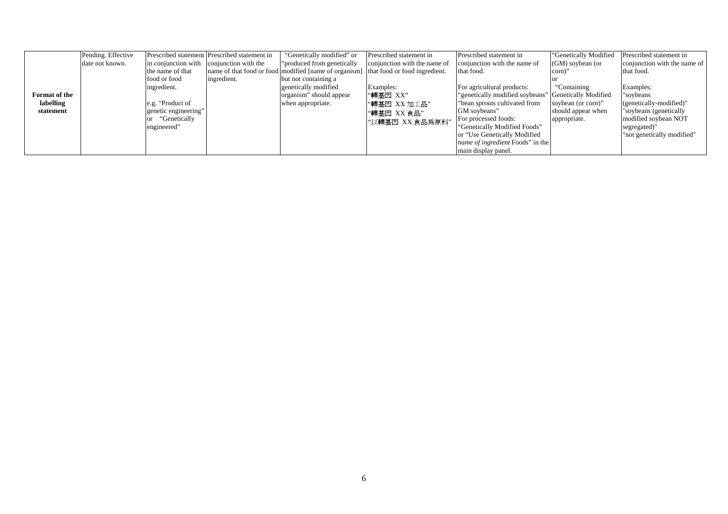| | | | | | | | | |
|---|---|---|---|---|---|---|---|---|
| **Format of the labelling statement** | Pending. Effective date not known. | Prescribed statement in conjunction with the name of that food or food ingredient.<br><br>e.g. "Product of genetic engineering" or "Genetically engineered" | Prescribed statement in conjunction with the name of that food or food ingredient. | "Genetically modified" or "produced from genetically modified [name of organism] but not containing a genetically modified organism" should appear when appropriate. | Prescribed statement in conjunction with the name of that food or food ingredient.<br><br>Examples:<br>"轉基因 XX"<br>"轉基因 XX 加工品"<br>"轉基因 XX 食品"<br>"以轉基因 XX 食品爲原料" | Prescribed statement in conjunction with the name of that food.<br><br>For agricultural products:<br>"genetically modified soybeans"<br>"bean sprouts cultivated from GM soybeans"<br>For processed foods:<br>"Genetically Modified Foods" or "Use Genetically Modified *name of ingredient* Foods" in the main display panel. | "Genetically Modified (GM) soybean (or corn)"<br>or<br>"Containing Genetically Modified soybean (or corn)" should appear when appropriate. | Prescribed statement in conjunction with the name of that food.<br><br>Examples:<br>"soybeans (genetically-modified)"<br>"soybeans (genetically modified soybean NOT segregated)"<br>"not genetically modified" |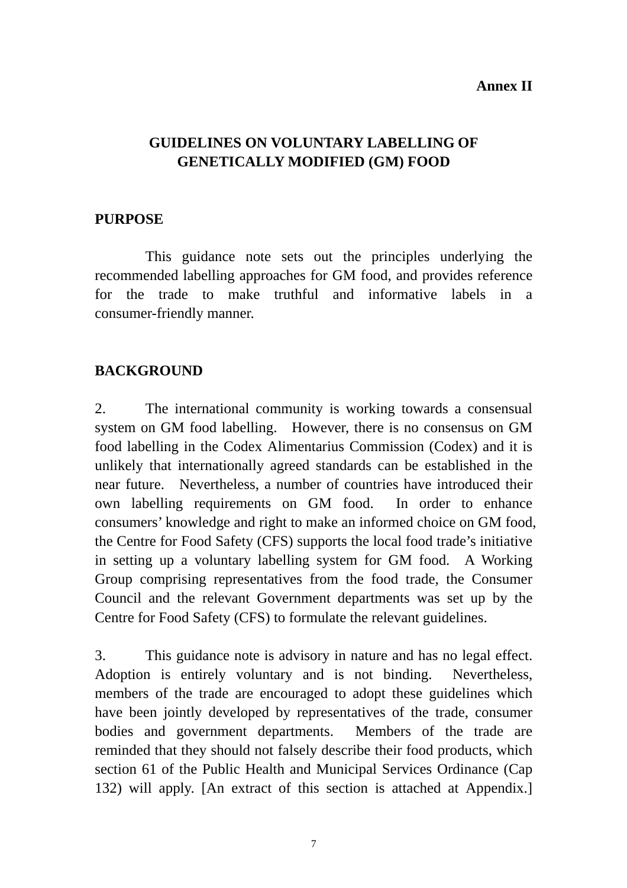**Annex II**

# GUIDELINES ON VOLUNTARY LABELLING OF GENETICALLY MODIFIED (GM) FOOD

## PURPOSE

This guidance note sets out the principles underlying the recommended labelling approaches for GM food, and provides reference for the trade to make truthful and informative labels in a consumer-friendly manner.

## BACKGROUND

2. The international community is working towards a consensual system on GM food labelling. However, there is no consensus on GM food labelling in the Codex Alimentarius Commission (Codex) and it is unlikely that internationally agreed standards can be established in the near future. Nevertheless, a number of countries have introduced their own labelling requirements on GM food. In order to enhance consumers' knowledge and right to make an informed choice on GM food, the Centre for Food Safety (CFS) supports the local food trade's initiative in setting up a voluntary labelling system for GM food. A Working Group comprising representatives from the food trade, the Consumer Council and the relevant Government departments was set up by the Centre for Food Safety (CFS) to formulate the relevant guidelines.

3. This guidance note is advisory in nature and has no legal effect. Adoption is entirely voluntary and is not binding. Nevertheless, members of the trade are encouraged to adopt these guidelines which have been jointly developed by representatives of the trade, consumer bodies and government departments. Members of the trade are reminded that they should not falsely describe their food products, which section 61 of the Public Health and Municipal Services Ordinance (Cap 132) will apply. [An extract of this section is attached at Appendix.]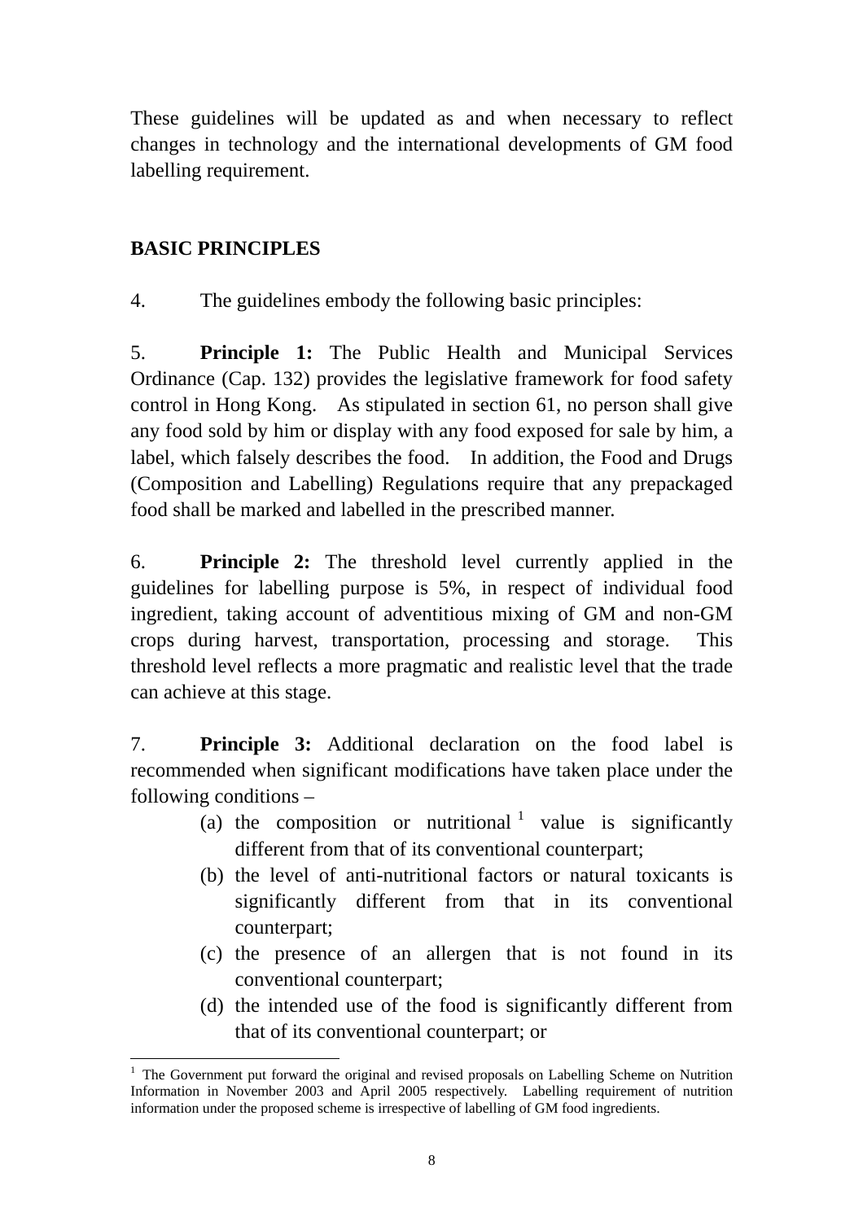These guidelines will be updated as and when necessary to reflect changes in technology and the international developments of GM food labelling requirement.

## BASIC PRINCIPLES

4. The guidelines embody the following basic principles:

5. **Principle 1:** The Public Health and Municipal Services Ordinance (Cap. 132) provides the legislative framework for food safety control in Hong Kong. As stipulated in section 61, no person shall give any food sold by him or display with any food exposed for sale by him, a label, which falsely describes the food. In addition, the Food and Drugs (Composition and Labelling) Regulations require that any prepackaged food shall be marked and labelled in the prescribed manner.

6. **Principle 2:** The threshold level currently applied in the guidelines for labelling purpose is 5%, in respect of individual food ingredient, taking account of adventitious mixing of GM and non-GM crops during harvest, transportation, processing and storage. This threshold level reflects a more pragmatic and realistic level that the trade can achieve at this stage.

7. **Principle 3:** Additional declaration on the food label is recommended when significant modifications have taken place under the following conditions –

(a) the composition or nutritional [1] value is significantly different from that of its conventional counterpart;

(b) the level of anti-nutritional factors or natural toxicants is significantly different from that in its conventional counterpart;

(c) the presence of an allergen that is not found in its conventional counterpart;

(d) the intended use of the food is significantly different from that of its conventional counterpart; or

---

[1] The Government put forward the original and revised proposals on Labelling Scheme on Nutrition Information in November 2003 and April 2005 respectively. Labelling requirement of nutrition information under the proposed scheme is irrespective of labelling of GM food ingredients.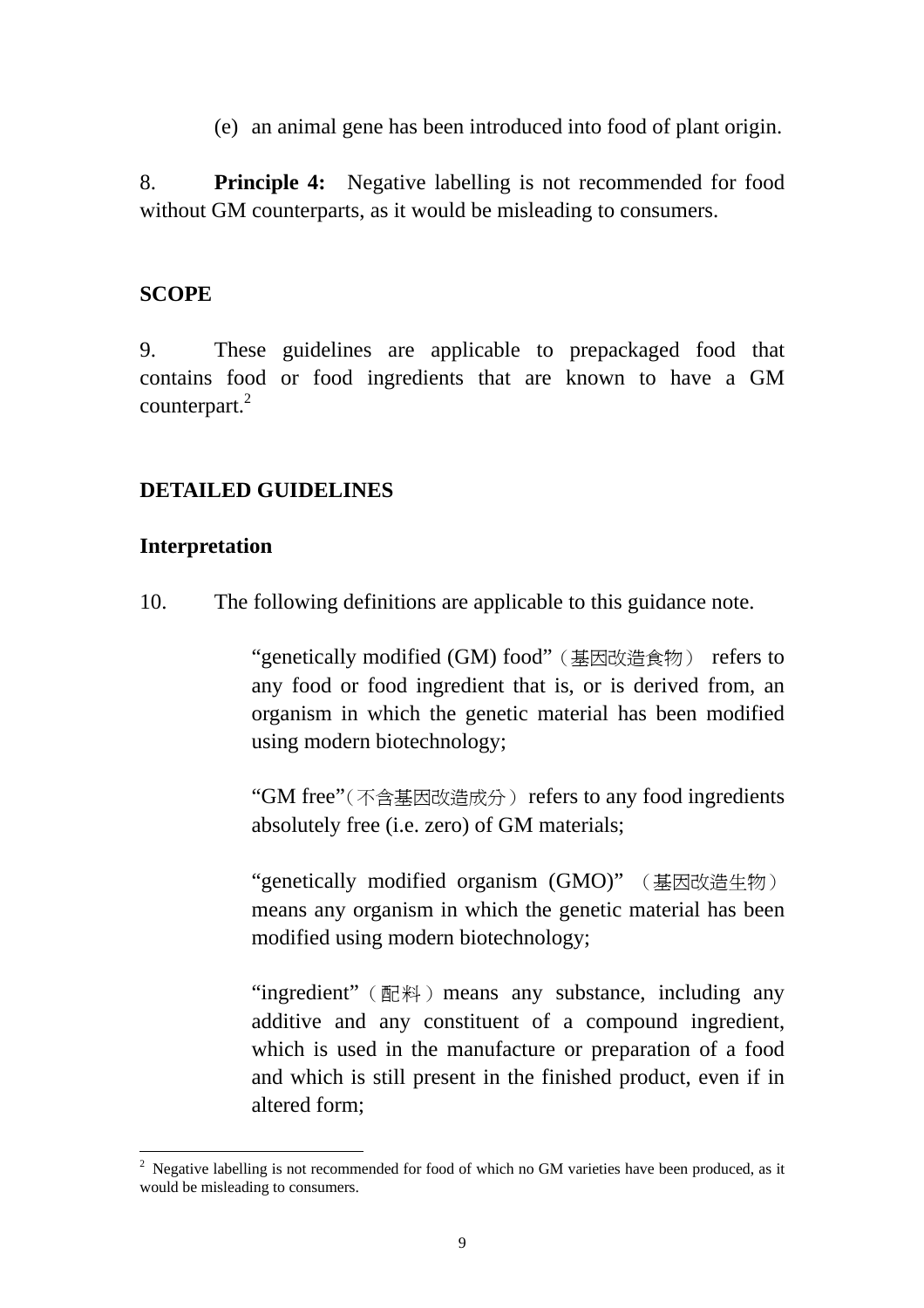(e) an animal gene has been introduced into food of plant origin.

8. **Principle 4:** Negative labelling is not recommended for food without GM counterparts, as it would be misleading to consumers.

## SCOPE

9. These guidelines are applicable to prepackaged food that contains food or food ingredients that are known to have a GM counterpart.[2]

## DETAILED GUIDELINES

### Interpretation

10. The following definitions are applicable to this guidance note.

> "genetically modified (GM) food"（基因改造食物） refers to any food or food ingredient that is, or is derived from, an organism in which the genetic material has been modified using modern biotechnology;
>
> "GM free"（不含基因改造成分） refers to any food ingredients absolutely free (i.e. zero) of GM materials;
>
> "genetically modified organism (GMO)" （基因改造生物） means any organism in which the genetic material has been modified using modern biotechnology;
>
> "ingredient"（配料）means any substance, including any additive and any constituent of a compound ingredient, which is used in the manufacture or preparation of a food and which is still present in the finished product, even if in altered form;

---

[2] Negative labelling is not recommended for food of which no GM varieties have been produced, as it would be misleading to consumers.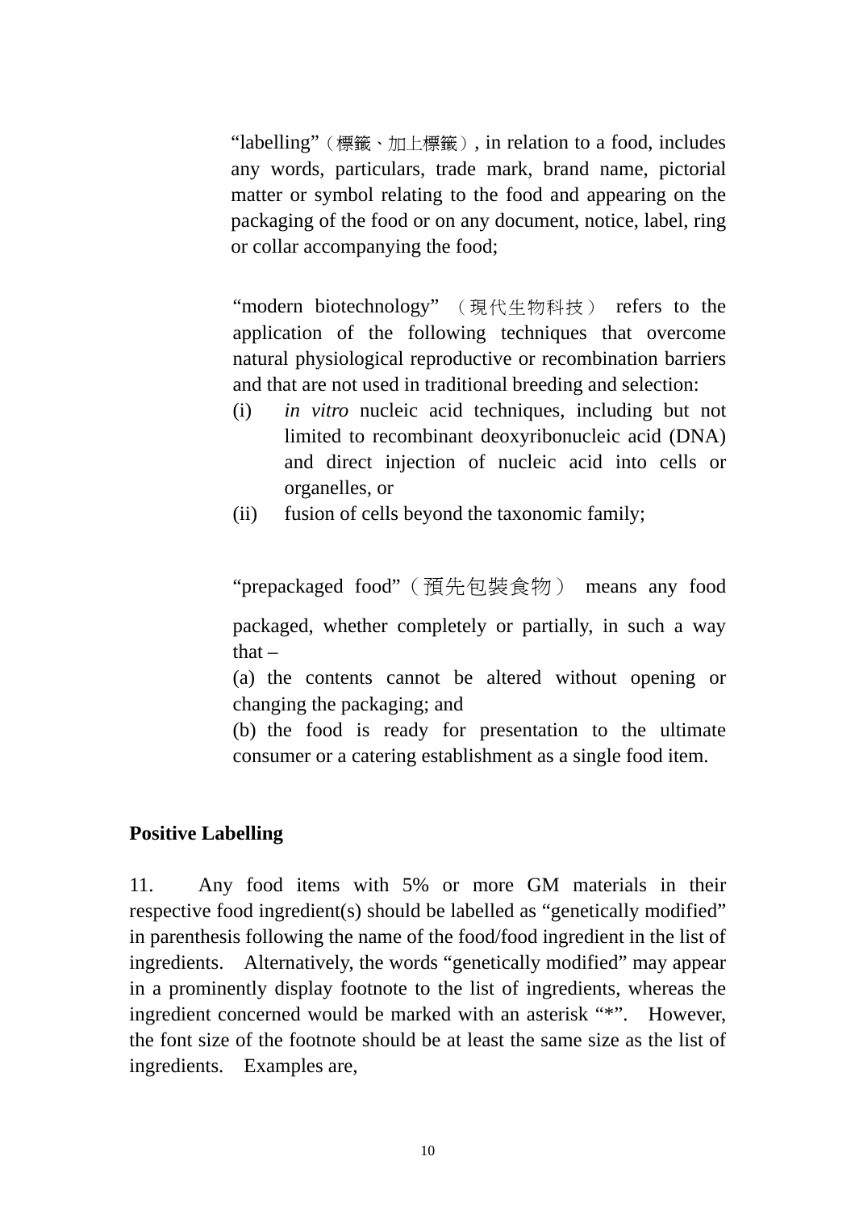"labelling"（標籤、加上標籤）, in relation to a food, includes any words, particulars, trade mark, brand name, pictorial matter or symbol relating to the food and appearing on the packaging of the food or on any document, notice, label, ring or collar accompanying the food;

"modern biotechnology" （現代生物科技） refers to the application of the following techniques that overcome natural physiological reproductive or recombination barriers and that are not used in traditional breeding and selection:

(i) *in vitro* nucleic acid techniques, including but not limited to recombinant deoxyribonucleic acid (DNA) and direct injection of nucleic acid into cells or organelles, or

(ii) fusion of cells beyond the taxonomic family;

"prepackaged food"（預先包裝食物） means any food packaged, whether completely or partially, in such a way that –

(a) the contents cannot be altered without opening or changing the packaging; and

(b) the food is ready for presentation to the ultimate consumer or a catering establishment as a single food item.

**Positive Labelling**

11. Any food items with 5% or more GM materials in their respective food ingredient(s) should be labelled as "genetically modified" in parenthesis following the name of the food/food ingredient in the list of ingredients. Alternatively, the words "genetically modified" may appear in a prominently display footnote to the list of ingredients, whereas the ingredient concerned would be marked with an asterisk "*". However, the font size of the footnote should be at least the same size as the list of ingredients. Examples are,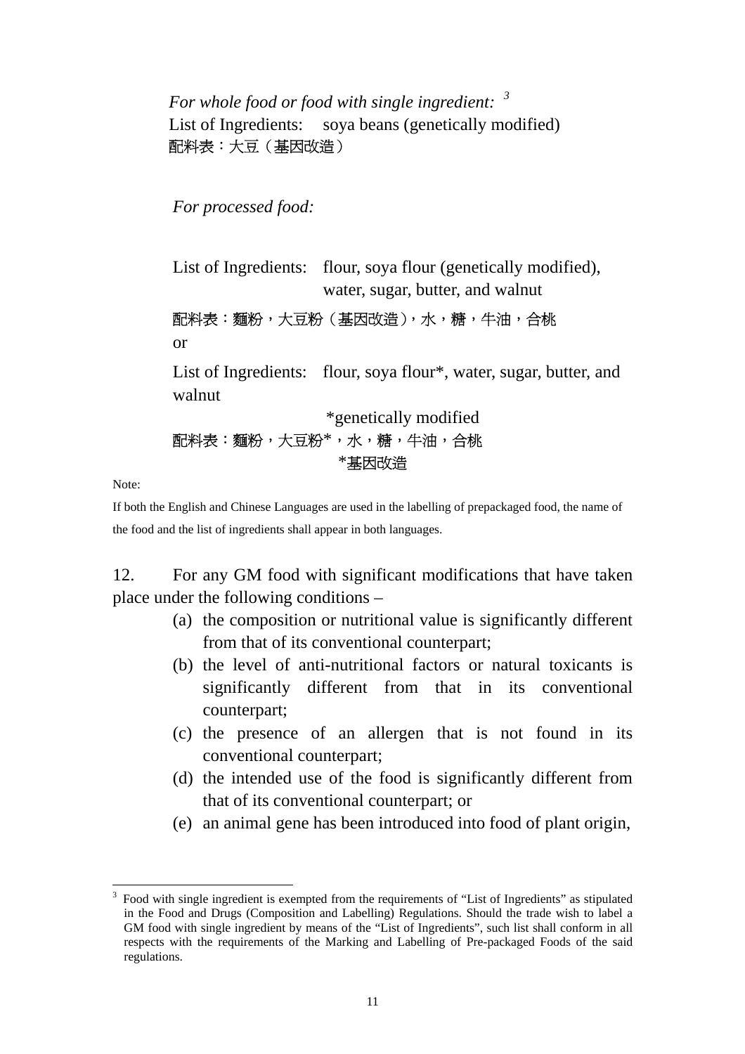*For whole food or food with single ingredient:* [3]

List of Ingredients: soya beans (genetically modified)

配料表：大豆（基因改造）

*For processed food:*

List of Ingredients: flour, soya flour (genetically modified), water, sugar, butter, and walnut

配料表：麵粉，大豆粉（基因改造），水，糖，牛油，合桃

or

List of Ingredients: flour, soya flour*, water, sugar, butter, and walnut

*genetically modified

配料表：麵粉，大豆粉*，水，糖，牛油，合桃

*基因改造

Note:

If both the English and Chinese Languages are used in the labelling of prepackaged food, the name of the food and the list of ingredients shall appear in both languages.

12. For any GM food with significant modifications that have taken place under the following conditions –

(a) the composition or nutritional value is significantly different from that of its conventional counterpart;

(b) the level of anti-nutritional factors or natural toxicants is significantly different from that in its conventional counterpart;

(c) the presence of an allergen that is not found in its conventional counterpart;

(d) the intended use of the food is significantly different from that of its conventional counterpart; or

(e) an animal gene has been introduced into food of plant origin,

---

[3] Food with single ingredient is exempted from the requirements of "List of Ingredients" as stipulated in the Food and Drugs (Composition and Labelling) Regulations. Should the trade wish to label a GM food with single ingredient by means of the "List of Ingredients", such list shall conform in all respects with the requirements of the Marking and Labelling of Pre-packaged Foods of the said regulations.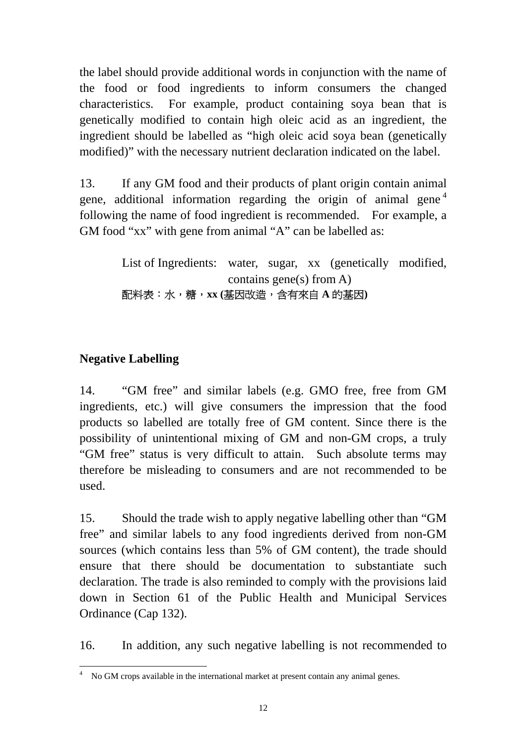the label should provide additional words in conjunction with the name of the food or food ingredients to inform consumers the changed characteristics. For example, product containing soya bean that is genetically modified to contain high oleic acid as an ingredient, the ingredient should be labelled as "high oleic acid soya bean (genetically modified)" with the necessary nutrient declaration indicated on the label.

13. If any GM food and their products of plant origin contain animal gene, additional information regarding the origin of animal gene[4] following the name of food ingredient is recommended. For example, a GM food "xx" with gene from animal "A" can be labelled as:

> List of Ingredients: water, sugar, xx (genetically modified, contains gene(s) from A)
>
> 配料表：水，糖，**xx (**基因改造，含有來自 **A** 的基因**)**

## Negative Labelling

14. "GM free" and similar labels (e.g. GMO free, free from GM ingredients, etc.) will give consumers the impression that the food products so labelled are totally free of GM content. Since there is the possibility of unintentional mixing of GM and non-GM crops, a truly "GM free" status is very difficult to attain. Such absolute terms may therefore be misleading to consumers and are not recommended to be used.

15. Should the trade wish to apply negative labelling other than "GM free" and similar labels to any food ingredients derived from non-GM sources (which contains less than 5% of GM content), the trade should ensure that there should be documentation to substantiate such declaration. The trade is also reminded to comply with the provisions laid down in Section 61 of the Public Health and Municipal Services Ordinance (Cap 132).

16. In addition, any such negative labelling is not recommended to

---

[4] No GM crops available in the international market at present contain any animal genes.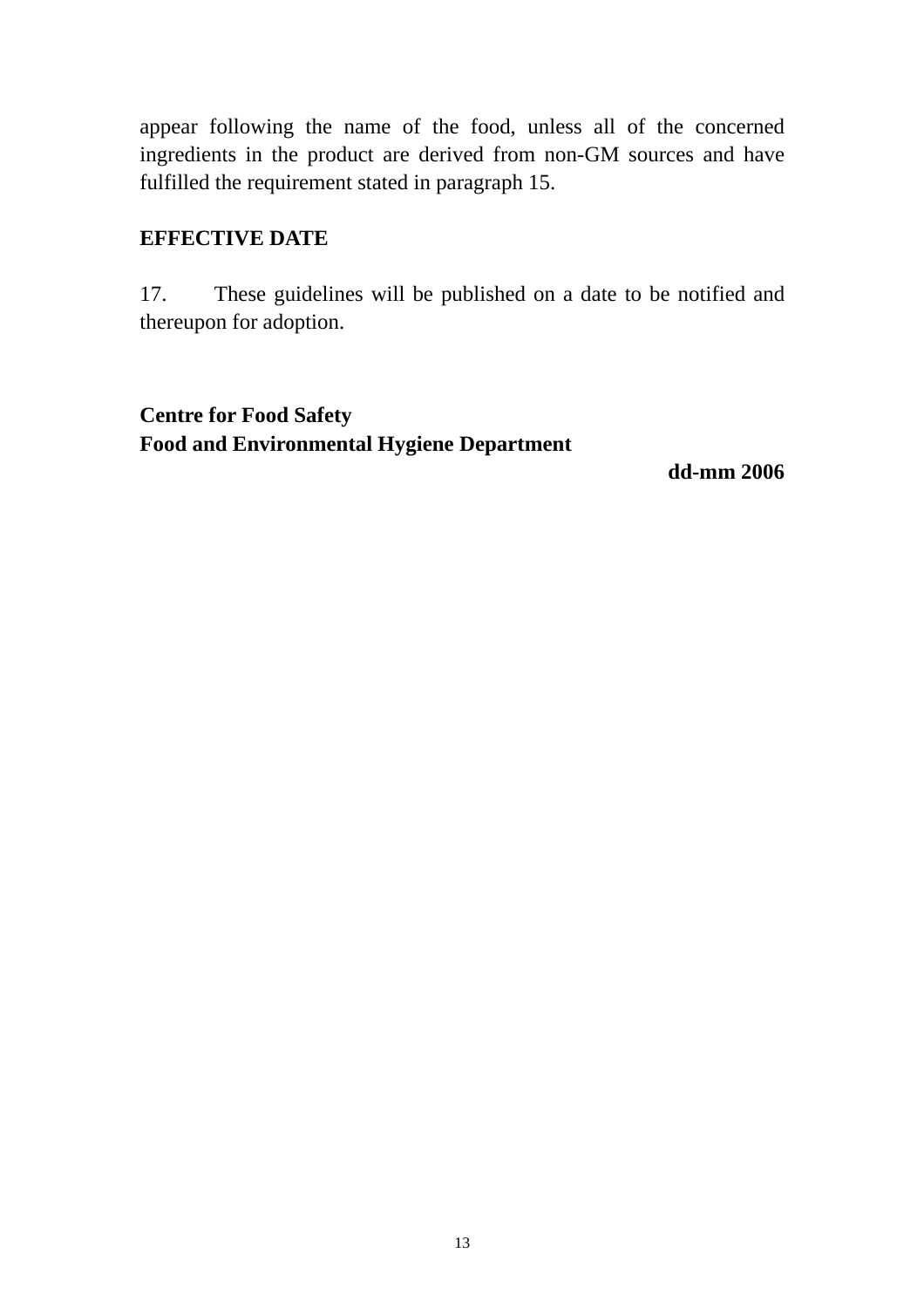appear following the name of the food, unless all of the concerned ingredients in the product are derived from non-GM sources and have fulfilled the requirement stated in paragraph 15.

**EFFECTIVE DATE**

17. These guidelines will be published on a date to be notified and thereupon for adoption.

**Centre for Food Safety**
**Food and Environmental Hygiene Department**

**dd-mm 2006**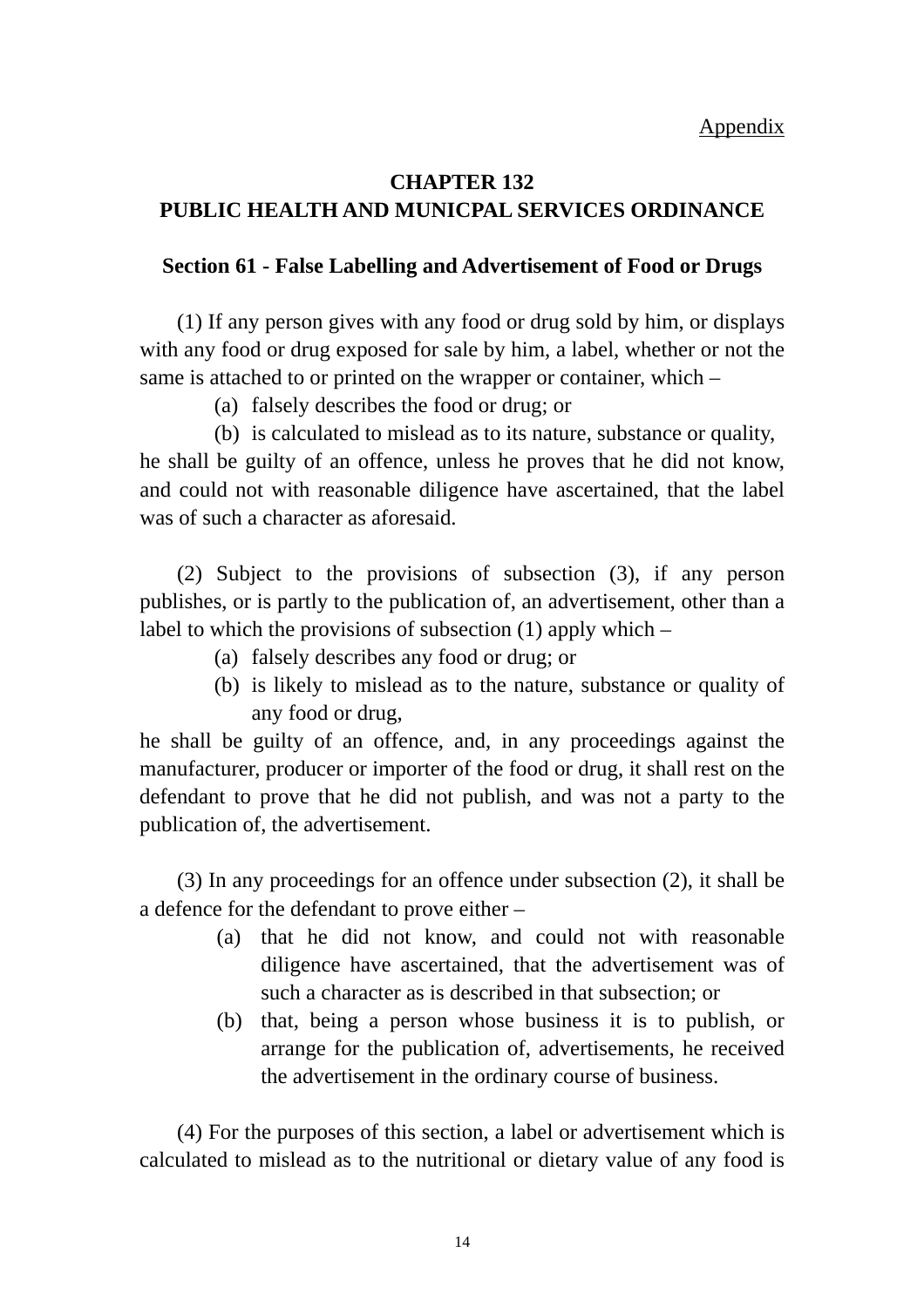Appendix

# CHAPTER 132
# PUBLIC HEALTH AND MUNICPAL SERVICES ORDINANCE

## Section 61 - False Labelling and Advertisement of Food or Drugs

(1) If any person gives with any food or drug sold by him, or displays with any food or drug exposed for sale by him, a label, whether or not the same is attached to or printed on the wrapper or container, which –

(a) falsely describes the food or drug; or

(b) is calculated to mislead as to its nature, substance or quality,

he shall be guilty of an offence, unless he proves that he did not know, and could not with reasonable diligence have ascertained, that the label was of such a character as aforesaid.

(2) Subject to the provisions of subsection (3), if any person publishes, or is partly to the publication of, an advertisement, other than a label to which the provisions of subsection (1) apply which –

(a) falsely describes any food or drug; or

(b) is likely to mislead as to the nature, substance or quality of any food or drug,

he shall be guilty of an offence, and, in any proceedings against the manufacturer, producer or importer of the food or drug, it shall rest on the defendant to prove that he did not publish, and was not a party to the publication of, the advertisement.

(3) In any proceedings for an offence under subsection (2), it shall be a defence for the defendant to prove either –

(a) that he did not know, and could not with reasonable diligence have ascertained, that the advertisement was of such a character as is described in that subsection; or

(b) that, being a person whose business it is to publish, or arrange for the publication of, advertisements, he received the advertisement in the ordinary course of business.

(4) For the purposes of this section, a label or advertisement which is calculated to mislead as to the nutritional or dietary value of any food is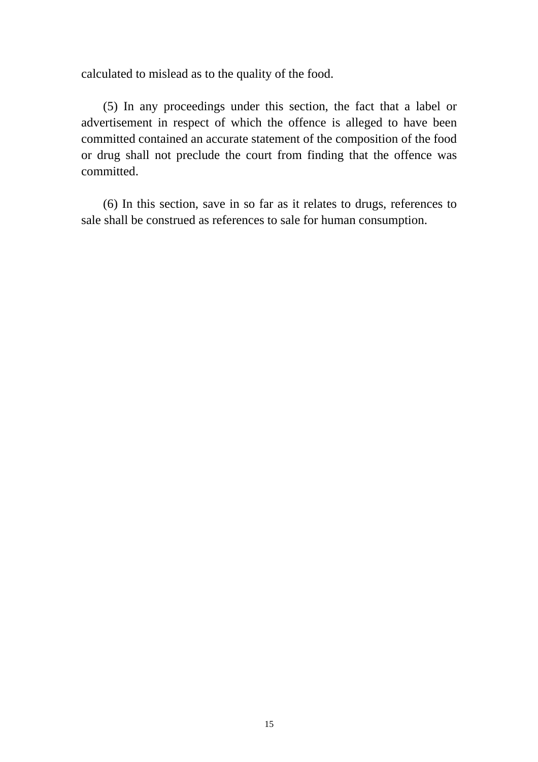calculated to mislead as to the quality of the food.

(5) In any proceedings under this section, the fact that a label or advertisement in respect of which the offence is alleged to have been committed contained an accurate statement of the composition of the food or drug shall not preclude the court from finding that the offence was committed.

(6) In this section, save in so far as it relates to drugs, references to sale shall be construed as references to sale for human consumption.